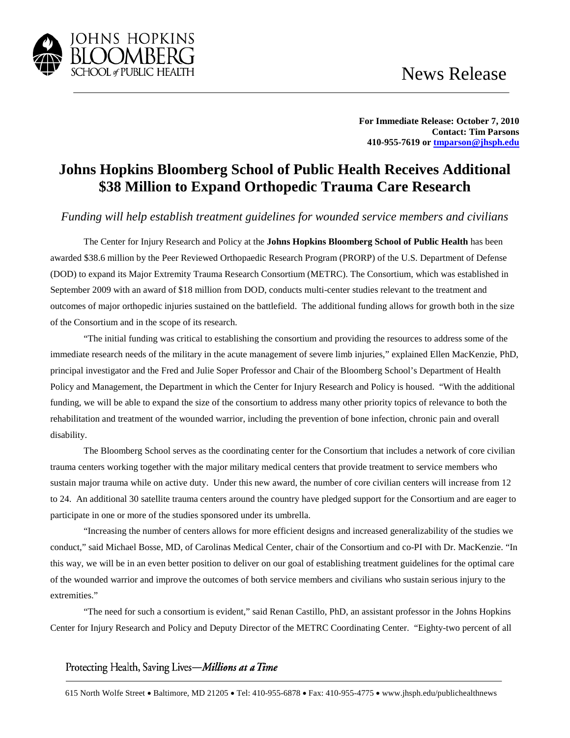News Release

**For Immediate Release: October 7, 2010**
**Contact: Tim Parsons**
**410-955-7619 or [tmparson@jhsph.edu](mailto:tmparson@jhsph.edu)**

# Johns Hopkins Bloomberg School of Public Health Receives Additional $38 Million to Expand Orthopedic Trauma Care Research

*Funding will help establish treatment guidelines for wounded service members and civilians*

The Center for Injury Research and Policy at the **Johns Hopkins Bloomberg School of Public Health** has been awarded $38.6 million by the Peer Reviewed Orthopaedic Research Program (PRORP) of the U.S. Department of Defense (DOD) to expand its Major Extremity Trauma Research Consortium (METRC). The Consortium, which was established in September 2009 with an award of $18 million from DOD, conducts multi-center studies relevant to the treatment and outcomes of major orthopedic injuries sustained on the battlefield. The additional funding allows for growth both in the size of the Consortium and in the scope of its research.

"The initial funding was critical to establishing the consortium and providing the resources to address some of the immediate research needs of the military in the acute management of severe limb injuries," explained Ellen MacKenzie, PhD, principal investigator and the Fred and Julie Soper Professor and Chair of the Bloomberg School's Department of Health Policy and Management, the Department in which the Center for Injury Research and Policy is housed. "With the additional funding, we will be able to expand the size of the consortium to address many other priority topics of relevance to both the rehabilitation and treatment of the wounded warrior, including the prevention of bone infection, chronic pain and overall disability.

The Bloomberg School serves as the coordinating center for the Consortium that includes a network of core civilian trauma centers working together with the major military medical centers that provide treatment to service members who sustain major trauma while on active duty. Under this new award, the number of core civilian centers will increase from 12 to 24. An additional 30 satellite trauma centers around the country have pledged support for the Consortium and are eager to participate in one or more of the studies sponsored under its umbrella.

"Increasing the number of centers allows for more efficient designs and increased generalizability of the studies we conduct," said Michael Bosse, MD, of Carolinas Medical Center, chair of the Consortium and co-PI with Dr. MacKenzie. "In this way, we will be in an even better position to deliver on our goal of establishing treatment guidelines for the optimal care of the wounded warrior and improve the outcomes of both service members and civilians who sustain serious injury to the extremities."

"The need for such a consortium is evident," said Renan Castillo, PhD, an assistant professor in the Johns Hopkins Center for Injury Research and Policy and Deputy Director of the METRC Coordinating Center. "Eighty-two percent of all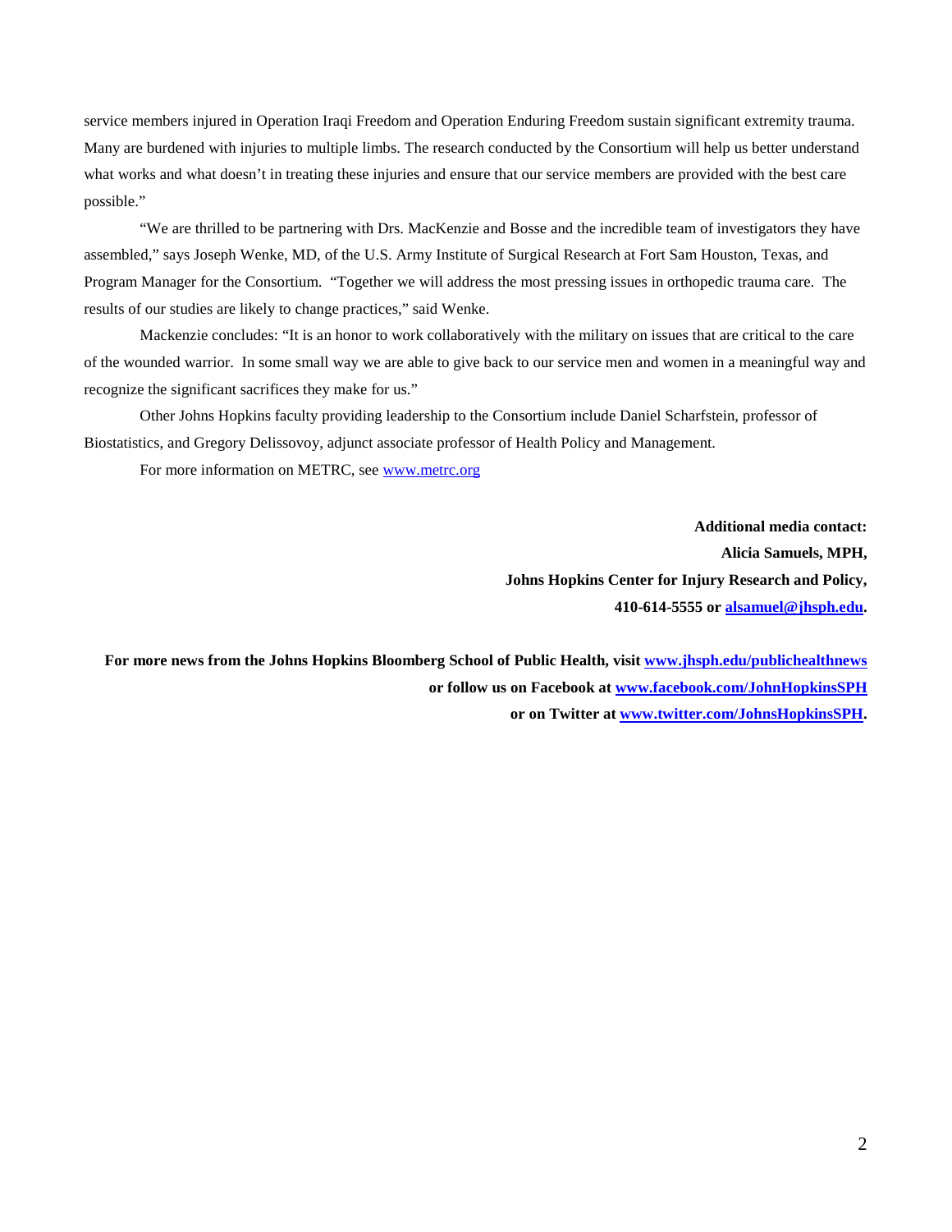service members injured in Operation Iraqi Freedom and Operation Enduring Freedom sustain significant extremity trauma. Many are burdened with injuries to multiple limbs. The research conducted by the Consortium will help us better understand what works and what doesn't in treating these injuries and ensure that our service members are provided with the best care possible."

"We are thrilled to be partnering with Drs. MacKenzie and Bosse and the incredible team of investigators they have assembled," says Joseph Wenke, MD, of the U.S. Army Institute of Surgical Research at Fort Sam Houston, Texas, and Program Manager for the Consortium. "Together we will address the most pressing issues in orthopedic trauma care. The results of our studies are likely to change practices," said Wenke.

Mackenzie concludes: "It is an honor to work collaboratively with the military on issues that are critical to the care of the wounded warrior. In some small way we are able to give back to our service men and women in a meaningful way and recognize the significant sacrifices they make for us."

Other Johns Hopkins faculty providing leadership to the Consortium include Daniel Scharfstein, professor of Biostatistics, and Gregory Delissovoy, adjunct associate professor of Health Policy and Management.

For more information on METRC, see [www.metrc.org](http://www.metrc.org)

**Additional media contact:**
**Alicia Samuels, MPH,**
**Johns Hopkins Center for Injury Research and Policy,**
**410-614-5555 or [alsamuel@jhsph.edu](mailto:alsamuel@jhsph.edu).**

**For more news from the Johns Hopkins Bloomberg School of Public Health, visit [www.jhsph.edu/publichealthnews](http://www.jhsph.edu/publichealthnews)**
**or follow us on Facebook at [www.facebook.com/JohnHopkinsSPH](http://www.facebook.com/JohnHopkinsSPH)**
**or on Twitter at [www.twitter.com/JohnsHopkinsSPH](http://www.twitter.com/JohnsHopkinsSPH).**